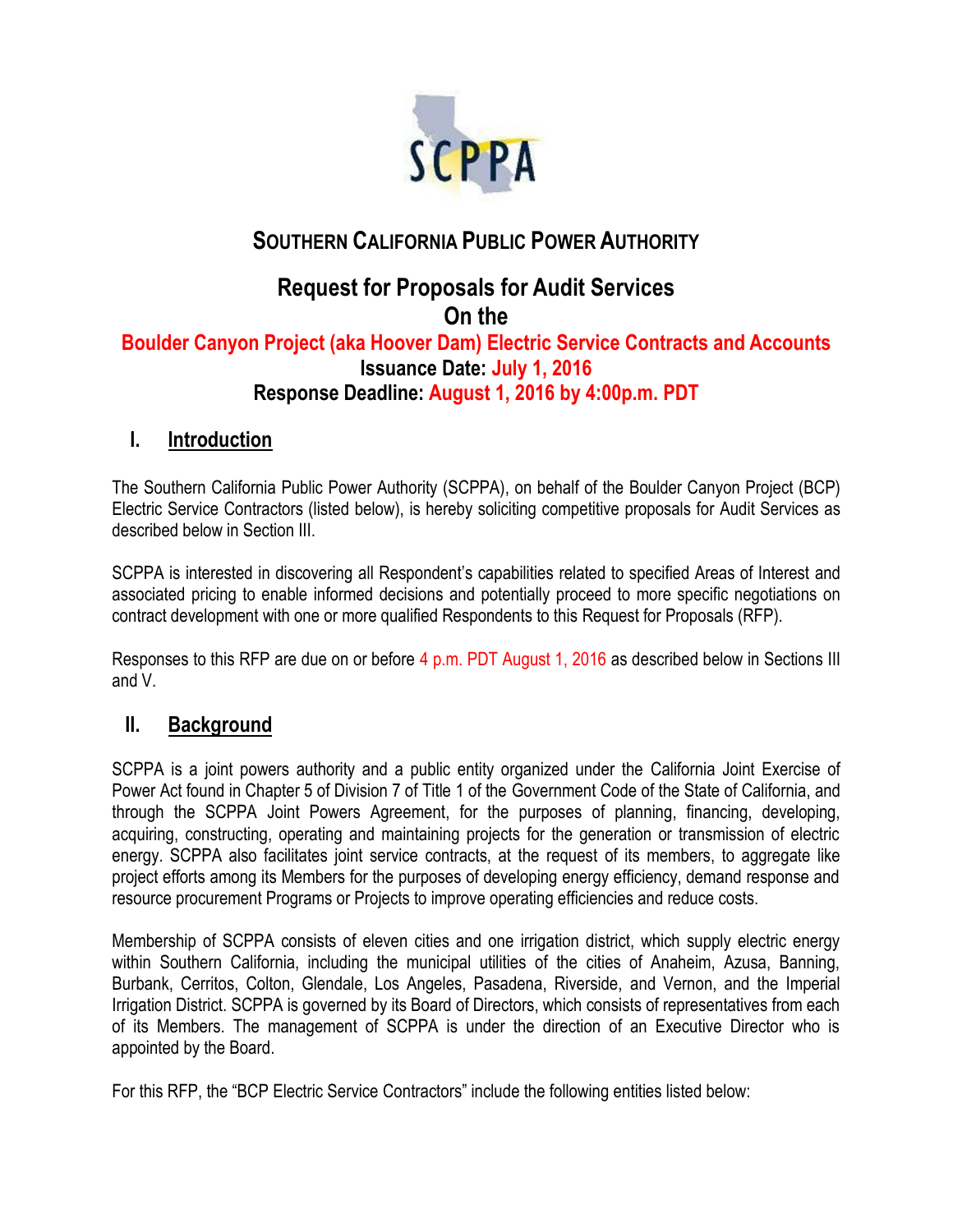SCPPA

# SOUTHERN CALIFORNIA PUBLIC POWER AUTHORITY

## Request for Proposals for Audit Services
## On the
## Boulder Canyon Project (aka Hoover Dam) Electric Service Contracts and Accounts

**Issuance Date: July 1, 2016**

**Response Deadline: August 1, 2016 by 4:00p.m. PDT**

## I. Introduction

The Southern California Public Power Authority (SCPPA), on behalf of the Boulder Canyon Project (BCP) Electric Service Contractors (listed below), is hereby soliciting competitive proposals for Audit Services as described below in Section III.

SCPPA is interested in discovering all Respondent's capabilities related to specified Areas of Interest and associated pricing to enable informed decisions and potentially proceed to more specific negotiations on contract development with one or more qualified Respondents to this Request for Proposals (RFP).

Responses to this RFP are due on or before 4 p.m. PDT August 1, 2016 as described below in Sections III and V.

## II. Background

SCPPA is a joint powers authority and a public entity organized under the California Joint Exercise of Power Act found in Chapter 5 of Division 7 of Title 1 of the Government Code of the State of California, and through the SCPPA Joint Powers Agreement, for the purposes of planning, financing, developing, acquiring, constructing, operating and maintaining projects for the generation or transmission of electric energy. SCPPA also facilitates joint service contracts, at the request of its members, to aggregate like project efforts among its Members for the purposes of developing energy efficiency, demand response and resource procurement Programs or Projects to improve operating efficiencies and reduce costs.

Membership of SCPPA consists of eleven cities and one irrigation district, which supply electric energy within Southern California, including the municipal utilities of the cities of Anaheim, Azusa, Banning, Burbank, Cerritos, Colton, Glendale, Los Angeles, Pasadena, Riverside, and Vernon, and the Imperial Irrigation District. SCPPA is governed by its Board of Directors, which consists of representatives from each of its Members. The management of SCPPA is under the direction of an Executive Director who is appointed by the Board.

For this RFP, the "BCP Electric Service Contractors" include the following entities listed below: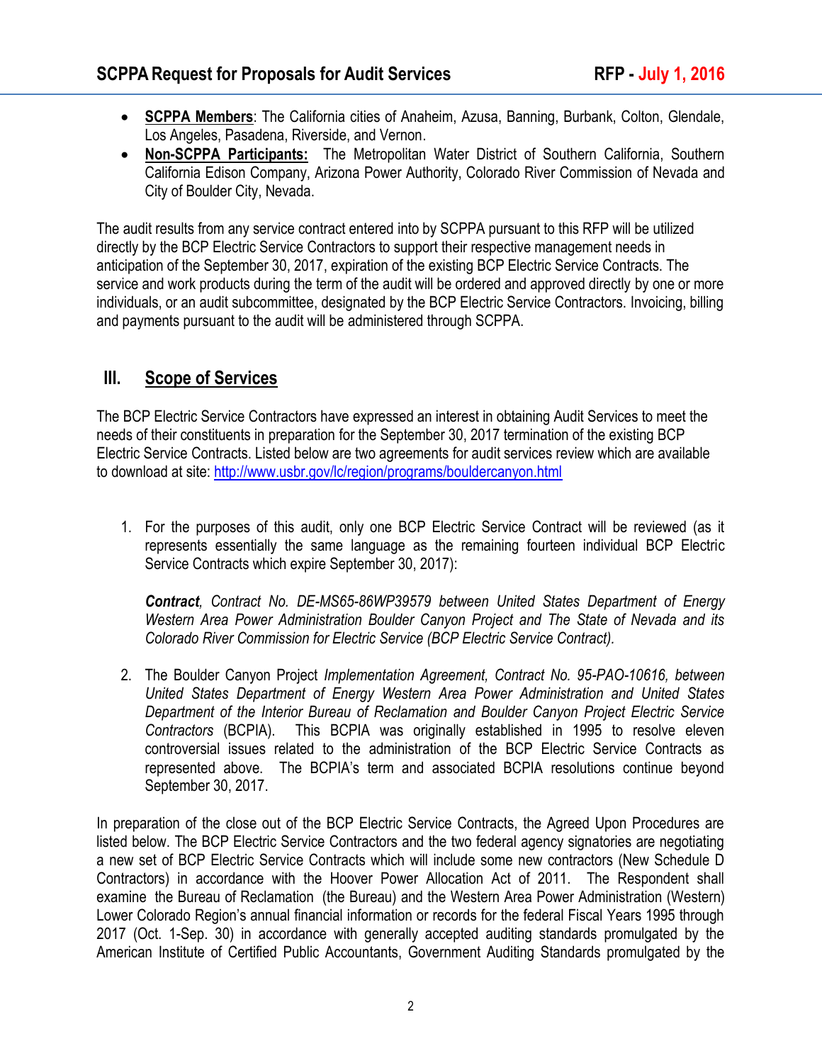- **SCPPA Members**: The California cities of Anaheim, Azusa, Banning, Burbank, Colton, Glendale, Los Angeles, Pasadena, Riverside, and Vernon.
- **Non-SCPPA Participants:** The Metropolitan Water District of Southern California, Southern California Edison Company, Arizona Power Authority, Colorado River Commission of Nevada and City of Boulder City, Nevada.

The audit results from any service contract entered into by SCPPA pursuant to this RFP will be utilized directly by the BCP Electric Service Contractors to support their respective management needs in anticipation of the September 30, 2017, expiration of the existing BCP Electric Service Contracts. The service and work products during the term of the audit will be ordered and approved directly by one or more individuals, or an audit subcommittee, designated by the BCP Electric Service Contractors. Invoicing, billing and payments pursuant to the audit will be administered through SCPPA.

## III. Scope of Services

The BCP Electric Service Contractors have expressed an interest in obtaining Audit Services to meet the needs of their constituents in preparation for the September 30, 2017 termination of the existing BCP Electric Service Contracts. Listed below are two agreements for audit services review which are available to download at site: http://www.usbr.gov/lc/region/programs/bouldercanyon.html

1. For the purposes of this audit, only one BCP Electric Service Contract will be reviewed (as it represents essentially the same language as the remaining fourteen individual BCP Electric Service Contracts which expire September 30, 2017):

   ***Contract**, Contract No. DE-MS65-86WP39579 between United States Department of Energy Western Area Power Administration Boulder Canyon Project and The State of Nevada and its Colorado River Commission for Electric Service (BCP Electric Service Contract).*

2. The Boulder Canyon Project *Implementation Agreement, Contract No. 95-PAO-10616, between United States Department of Energy Western Area Power Administration and United States Department of the Interior Bureau of Reclamation and Boulder Canyon Project Electric Service Contractors* (BCPIA). This BCPIA was originally established in 1995 to resolve eleven controversial issues related to the administration of the BCP Electric Service Contracts as represented above. The BCPIA's term and associated BCPIA resolutions continue beyond September 30, 2017.

In preparation of the close out of the BCP Electric Service Contracts, the Agreed Upon Procedures are listed below. The BCP Electric Service Contractors and the two federal agency signatories are negotiating a new set of BCP Electric Service Contracts which will include some new contractors (New Schedule D Contractors) in accordance with the Hoover Power Allocation Act of 2011. The Respondent shall examine the Bureau of Reclamation (the Bureau) and the Western Area Power Administration (Western) Lower Colorado Region's annual financial information or records for the federal Fiscal Years 1995 through 2017 (Oct. 1-Sep. 30) in accordance with generally accepted auditing standards promulgated by the American Institute of Certified Public Accountants, Government Auditing Standards promulgated by the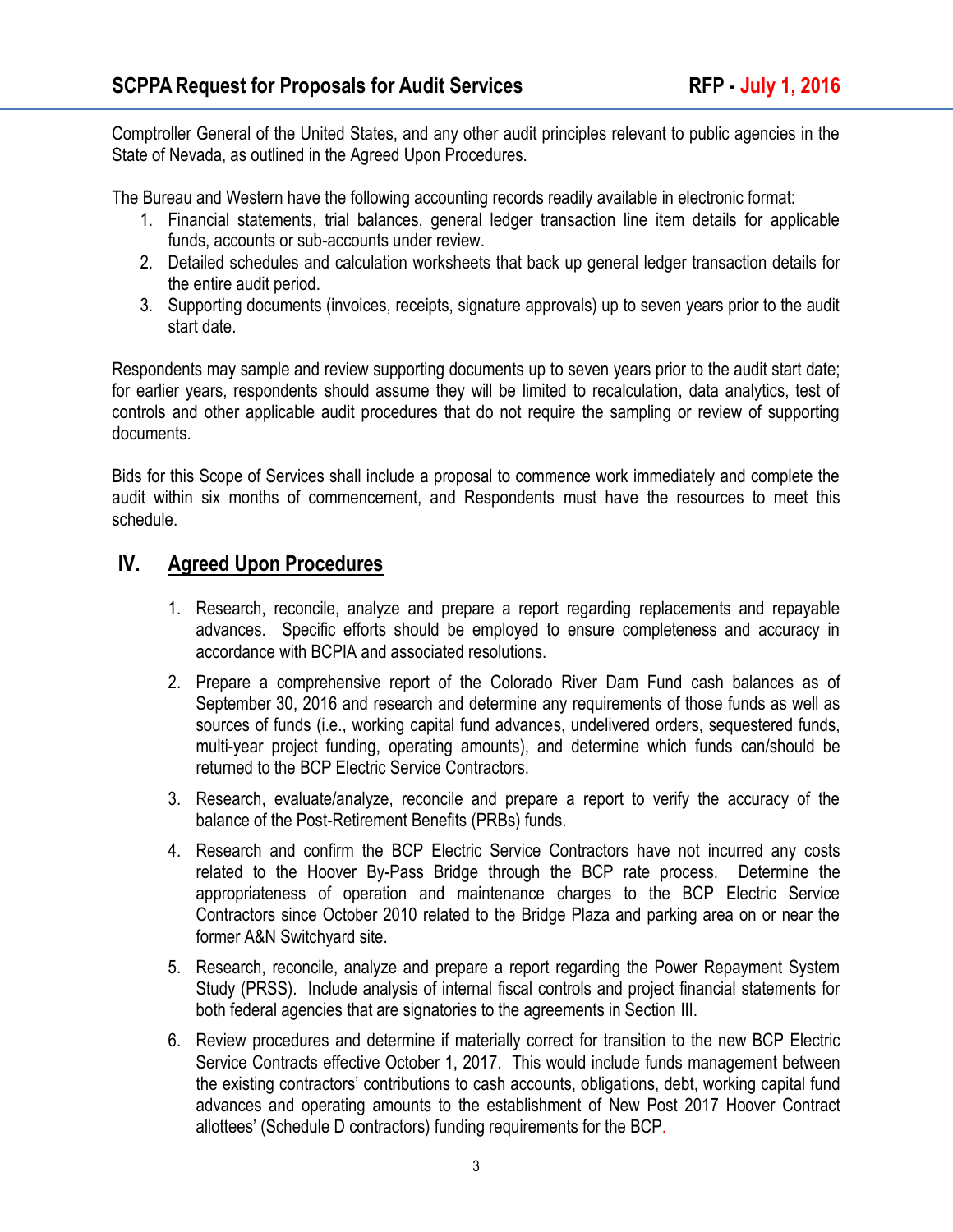Comptroller General of the United States, and any other audit principles relevant to public agencies in the State of Nevada, as outlined in the Agreed Upon Procedures.

The Bureau and Western have the following accounting records readily available in electronic format:

1. Financial statements, trial balances, general ledger transaction line item details for applicable funds, accounts or sub-accounts under review.
2. Detailed schedules and calculation worksheets that back up general ledger transaction details for the entire audit period.
3. Supporting documents (invoices, receipts, signature approvals) up to seven years prior to the audit start date.

Respondents may sample and review supporting documents up to seven years prior to the audit start date; for earlier years, respondents should assume they will be limited to recalculation, data analytics, test of controls and other applicable audit procedures that do not require the sampling or review of supporting documents.

Bids for this Scope of Services shall include a proposal to commence work immediately and complete the audit within six months of commencement, and Respondents must have the resources to meet this schedule.

## IV. Agreed Upon Procedures

1. Research, reconcile, analyze and prepare a report regarding replacements and repayable advances. Specific efforts should be employed to ensure completeness and accuracy in accordance with BCPIA and associated resolutions.
2. Prepare a comprehensive report of the Colorado River Dam Fund cash balances as of September 30, 2016 and research and determine any requirements of those funds as well as sources of funds (i.e., working capital fund advances, undelivered orders, sequestered funds, multi-year project funding, operating amounts), and determine which funds can/should be returned to the BCP Electric Service Contractors.
3. Research, evaluate/analyze, reconcile and prepare a report to verify the accuracy of the balance of the Post-Retirement Benefits (PRBs) funds.
4. Research and confirm the BCP Electric Service Contractors have not incurred any costs related to the Hoover By-Pass Bridge through the BCP rate process. Determine the appropriateness of operation and maintenance charges to the BCP Electric Service Contractors since October 2010 related to the Bridge Plaza and parking area on or near the former A&N Switchyard site.
5. Research, reconcile, analyze and prepare a report regarding the Power Repayment System Study (PRSS). Include analysis of internal fiscal controls and project financial statements for both federal agencies that are signatories to the agreements in Section III.
6. Review procedures and determine if materially correct for transition to the new BCP Electric Service Contracts effective October 1, 2017. This would include funds management between the existing contractors' contributions to cash accounts, obligations, debt, working capital fund advances and operating amounts to the establishment of New Post 2017 Hoover Contract allottees' (Schedule D contractors) funding requirements for the BCP.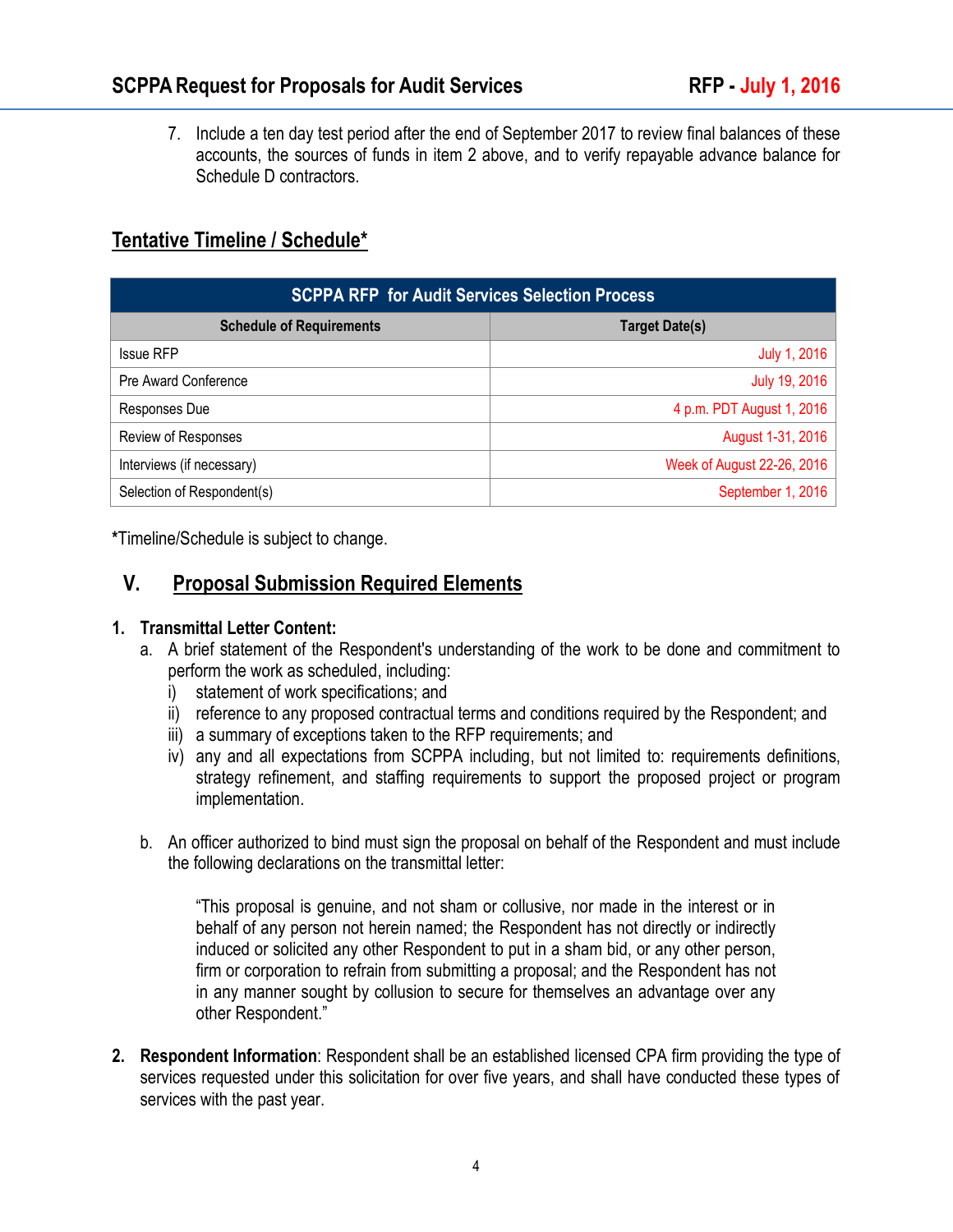7. Include a ten day test period after the end of September 2017 to review final balances of these accounts, the sources of funds in item 2 above, and to verify repayable advance balance for Schedule D contractors.

## Tentative Timeline / Schedule*

| SCPPA RFP for Audit Services Selection Process | |
|---|---|
| **Schedule of Requirements** | **Target Date(s)** |
| Issue RFP | July 1, 2016 |
| Pre Award Conference | July 19, 2016 |
| Responses Due | 4 p.m. PDT August 1, 2016 |
| Review of Responses | August 1-31, 2016 |
| Interviews (if necessary) | Week of August 22-26, 2016 |
| Selection of Respondent(s) | September 1, 2016 |

*Timeline/Schedule is subject to change.

## V. Proposal Submission Required Elements

**1. Transmittal Letter Content:**

a. A brief statement of the Respondent's understanding of the work to be done and commitment to perform the work as scheduled, including:
   - i) statement of work specifications; and
   - ii) reference to any proposed contractual terms and conditions required by the Respondent; and
   - iii) a summary of exceptions taken to the RFP requirements; and
   - iv) any and all expectations from SCPPA including, but not limited to: requirements definitions, strategy refinement, and staffing requirements to support the proposed project or program implementation.

b. An officer authorized to bind must sign the proposal on behalf of the Respondent and must include the following declarations on the transmittal letter:

> "This proposal is genuine, and not sham or collusive, nor made in the interest or in behalf of any person not herein named; the Respondent has not directly or indirectly induced or solicited any other Respondent to put in a sham bid, or any other person, firm or corporation to refrain from submitting a proposal; and the Respondent has not in any manner sought by collusion to secure for themselves an advantage over any other Respondent."

**2. Respondent Information**: Respondent shall be an established licensed CPA firm providing the type of services requested under this solicitation for over five years, and shall have conducted these types of services with the past year.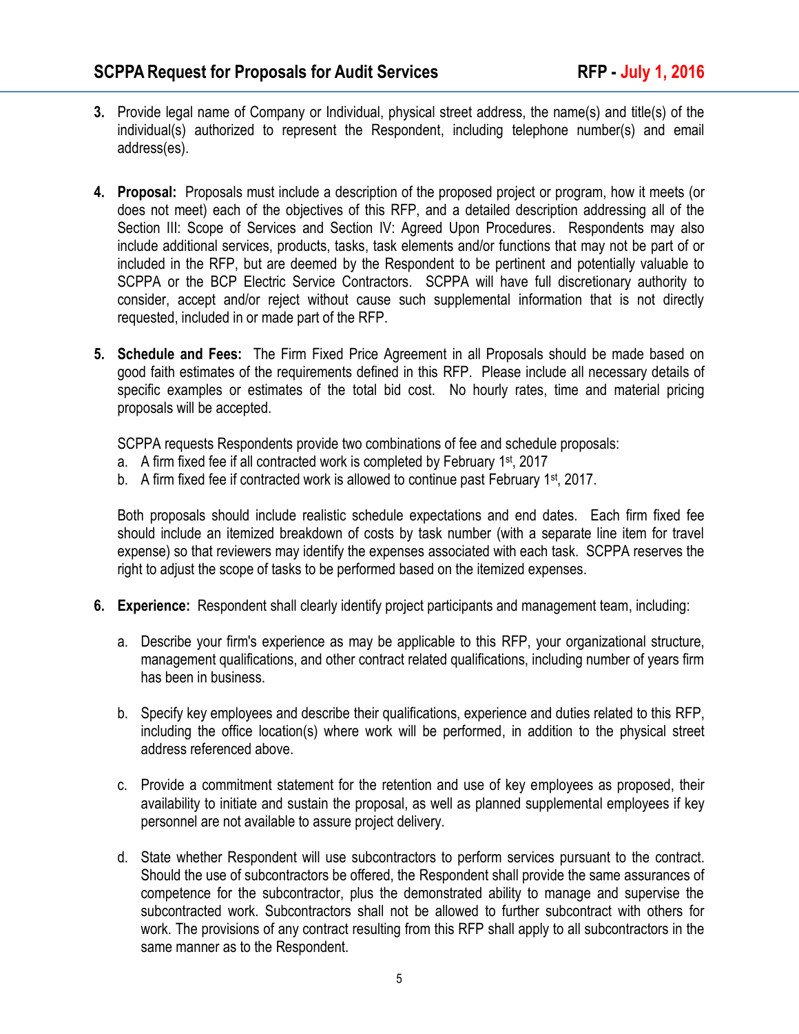3. Provide legal name of Company or Individual, physical street address, the name(s) and title(s) of the individual(s) authorized to represent the Respondent, including telephone number(s) and email address(es).

4. **Proposal:** Proposals must include a description of the proposed project or program, how it meets (or does not meet) each of the objectives of this RFP, and a detailed description addressing all of the Section III: Scope of Services and Section IV: Agreed Upon Procedures. Respondents may also include additional services, products, tasks, task elements and/or functions that may not be part of or included in the RFP, but are deemed by the Respondent to be pertinent and potentially valuable to SCPPA or the BCP Electric Service Contractors. SCPPA will have full discretionary authority to consider, accept and/or reject without cause such supplemental information that is not directly requested, included in or made part of the RFP.

5. **Schedule and Fees:** The Firm Fixed Price Agreement in all Proposals should be made based on good faith estimates of the requirements defined in this RFP. Please include all necessary details of specific examples or estimates of the total bid cost. No hourly rates, time and material pricing proposals will be accepted.

   SCPPA requests Respondents provide two combinations of fee and schedule proposals:
   a. A firm fixed fee if all contracted work is completed by February 1st, 2017
   b. A firm fixed fee if contracted work is allowed to continue past February 1st, 2017.

   Both proposals should include realistic schedule expectations and end dates. Each firm fixed fee should include an itemized breakdown of costs by task number (with a separate line item for travel expense) so that reviewers may identify the expenses associated with each task. SCPPA reserves the right to adjust the scope of tasks to be performed based on the itemized expenses.

6. **Experience:** Respondent shall clearly identify project participants and management team, including:

   a. Describe your firm's experience as may be applicable to this RFP, your organizational structure, management qualifications, and other contract related qualifications, including number of years firm has been in business.

   b. Specify key employees and describe their qualifications, experience and duties related to this RFP, including the office location(s) where work will be performed, in addition to the physical street address referenced above.

   c. Provide a commitment statement for the retention and use of key employees as proposed, their availability to initiate and sustain the proposal, as well as planned supplemental employees if key personnel are not available to assure project delivery.

   d. State whether Respondent will use subcontractors to perform services pursuant to the contract. Should the use of subcontractors be offered, the Respondent shall provide the same assurances of competence for the subcontractor, plus the demonstrated ability to manage and supervise the subcontracted work. Subcontractors shall not be allowed to further subcontract with others for work. The provisions of any contract resulting from this RFP shall apply to all subcontractors in the same manner as to the Respondent.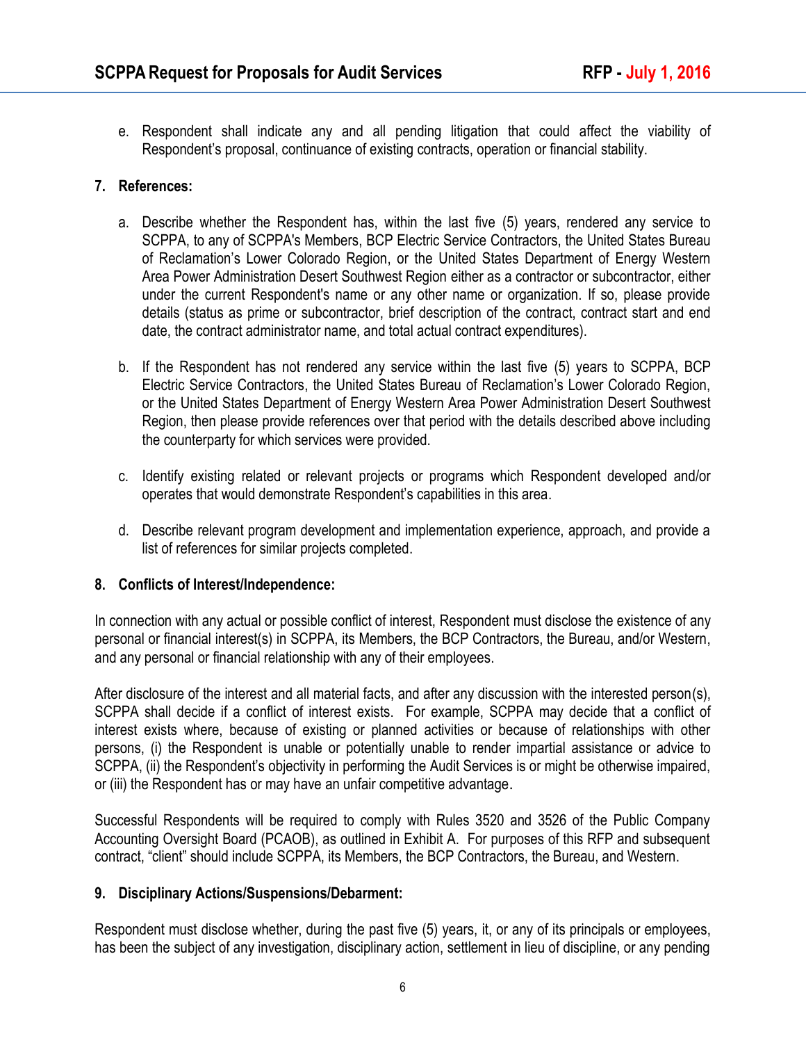e. Respondent shall indicate any and all pending litigation that could affect the viability of Respondent's proposal, continuance of existing contracts, operation or financial stability.

**7. References:**

a. Describe whether the Respondent has, within the last five (5) years, rendered any service to SCPPA, to any of SCPPA's Members, BCP Electric Service Contractors, the United States Bureau of Reclamation's Lower Colorado Region, or the United States Department of Energy Western Area Power Administration Desert Southwest Region either as a contractor or subcontractor, either under the current Respondent's name or any other name or organization. If so, please provide details (status as prime or subcontractor, brief description of the contract, contract start and end date, the contract administrator name, and total actual contract expenditures).

b. If the Respondent has not rendered any service within the last five (5) years to SCPPA, BCP Electric Service Contractors, the United States Bureau of Reclamation's Lower Colorado Region, or the United States Department of Energy Western Area Power Administration Desert Southwest Region, then please provide references over that period with the details described above including the counterparty for which services were provided.

c. Identify existing related or relevant projects or programs which Respondent developed and/or operates that would demonstrate Respondent's capabilities in this area.

d. Describe relevant program development and implementation experience, approach, and provide a list of references for similar projects completed.

**8. Conflicts of Interest/Independence:**

In connection with any actual or possible conflict of interest, Respondent must disclose the existence of any personal or financial interest(s) in SCPPA, its Members, the BCP Contractors, the Bureau, and/or Western, and any personal or financial relationship with any of their employees.

After disclosure of the interest and all material facts, and after any discussion with the interested person(s), SCPPA shall decide if a conflict of interest exists. For example, SCPPA may decide that a conflict of interest exists where, because of existing or planned activities or because of relationships with other persons, (i) the Respondent is unable or potentially unable to render impartial assistance or advice to SCPPA, (ii) the Respondent's objectivity in performing the Audit Services is or might be otherwise impaired, or (iii) the Respondent has or may have an unfair competitive advantage.

Successful Respondents will be required to comply with Rules 3520 and 3526 of the Public Company Accounting Oversight Board (PCAOB), as outlined in Exhibit A. For purposes of this RFP and subsequent contract, "client" should include SCPPA, its Members, the BCP Contractors, the Bureau, and Western.

**9. Disciplinary Actions/Suspensions/Debarment:**

Respondent must disclose whether, during the past five (5) years, it, or any of its principals or employees, has been the subject of any investigation, disciplinary action, settlement in lieu of discipline, or any pending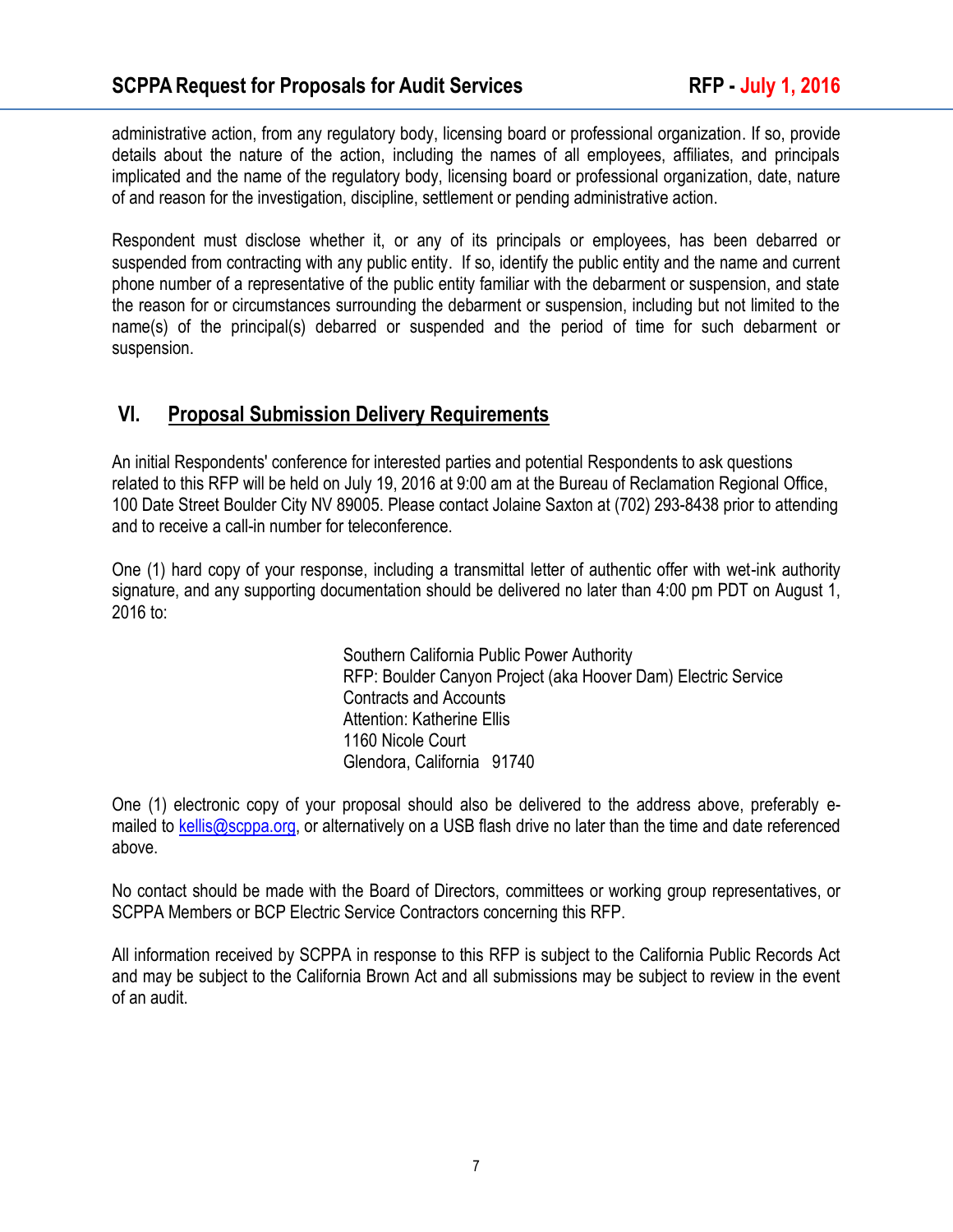administrative action, from any regulatory body, licensing board or professional organization. If so, provide details about the nature of the action, including the names of all employees, affiliates, and principals implicated and the name of the regulatory body, licensing board or professional organization, date, nature of and reason for the investigation, discipline, settlement or pending administrative action.

Respondent must disclose whether it, or any of its principals or employees, has been debarred or suspended from contracting with any public entity. If so, identify the public entity and the name and current phone number of a representative of the public entity familiar with the debarment or suspension, and state the reason for or circumstances surrounding the debarment or suspension, including but not limited to the name(s) of the principal(s) debarred or suspended and the period of time for such debarment or suspension.

## VI. Proposal Submission Delivery Requirements

An initial Respondents' conference for interested parties and potential Respondents to ask questions related to this RFP will be held on July 19, 2016 at 9:00 am at the Bureau of Reclamation Regional Office, 100 Date Street Boulder City NV 89005. Please contact Jolaine Saxton at (702) 293-8438 prior to attending and to receive a call-in number for teleconference.

One (1) hard copy of your response, including a transmittal letter of authentic offer with wet-ink authority signature, and any supporting documentation should be delivered no later than 4:00 pm PDT on August 1, 2016 to:

> Southern California Public Power Authority
> RFP: Boulder Canyon Project (aka Hoover Dam) Electric Service Contracts and Accounts
> Attention: Katherine Ellis
> 1160 Nicole Court
> Glendora, California 91740

One (1) electronic copy of your proposal should also be delivered to the address above, preferably e-mailed to kellis@scppa.org, or alternatively on a USB flash drive no later than the time and date referenced above.

No contact should be made with the Board of Directors, committees or working group representatives, or SCPPA Members or BCP Electric Service Contractors concerning this RFP.

All information received by SCPPA in response to this RFP is subject to the California Public Records Act and may be subject to the California Brown Act and all submissions may be subject to review in the event of an audit.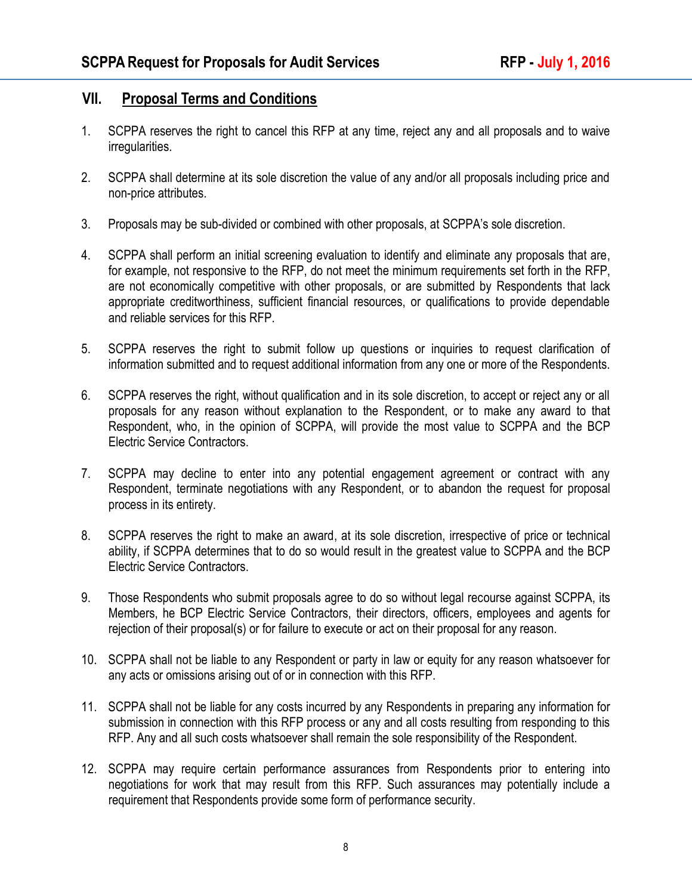## VII. Proposal Terms and Conditions

1. SCPPA reserves the right to cancel this RFP at any time, reject any and all proposals and to waive irregularities.

2. SCPPA shall determine at its sole discretion the value of any and/or all proposals including price and non-price attributes.

3. Proposals may be sub-divided or combined with other proposals, at SCPPA's sole discretion.

4. SCPPA shall perform an initial screening evaluation to identify and eliminate any proposals that are, for example, not responsive to the RFP, do not meet the minimum requirements set forth in the RFP, are not economically competitive with other proposals, or are submitted by Respondents that lack appropriate creditworthiness, sufficient financial resources, or qualifications to provide dependable and reliable services for this RFP.

5. SCPPA reserves the right to submit follow up questions or inquiries to request clarification of information submitted and to request additional information from any one or more of the Respondents.

6. SCPPA reserves the right, without qualification and in its sole discretion, to accept or reject any or all proposals for any reason without explanation to the Respondent, or to make any award to that Respondent, who, in the opinion of SCPPA, will provide the most value to SCPPA and the BCP Electric Service Contractors.

7. SCPPA may decline to enter into any potential engagement agreement or contract with any Respondent, terminate negotiations with any Respondent, or to abandon the request for proposal process in its entirety.

8. SCPPA reserves the right to make an award, at its sole discretion, irrespective of price or technical ability, if SCPPA determines that to do so would result in the greatest value to SCPPA and the BCP Electric Service Contractors.

9. Those Respondents who submit proposals agree to do so without legal recourse against SCPPA, its Members, he BCP Electric Service Contractors, their directors, officers, employees and agents for rejection of their proposal(s) or for failure to execute or act on their proposal for any reason.

10. SCPPA shall not be liable to any Respondent or party in law or equity for any reason whatsoever for any acts or omissions arising out of or in connection with this RFP.

11. SCPPA shall not be liable for any costs incurred by any Respondents in preparing any information for submission in connection with this RFP process or any and all costs resulting from responding to this RFP. Any and all such costs whatsoever shall remain the sole responsibility of the Respondent.

12. SCPPA may require certain performance assurances from Respondents prior to entering into negotiations for work that may result from this RFP. Such assurances may potentially include a requirement that Respondents provide some form of performance security.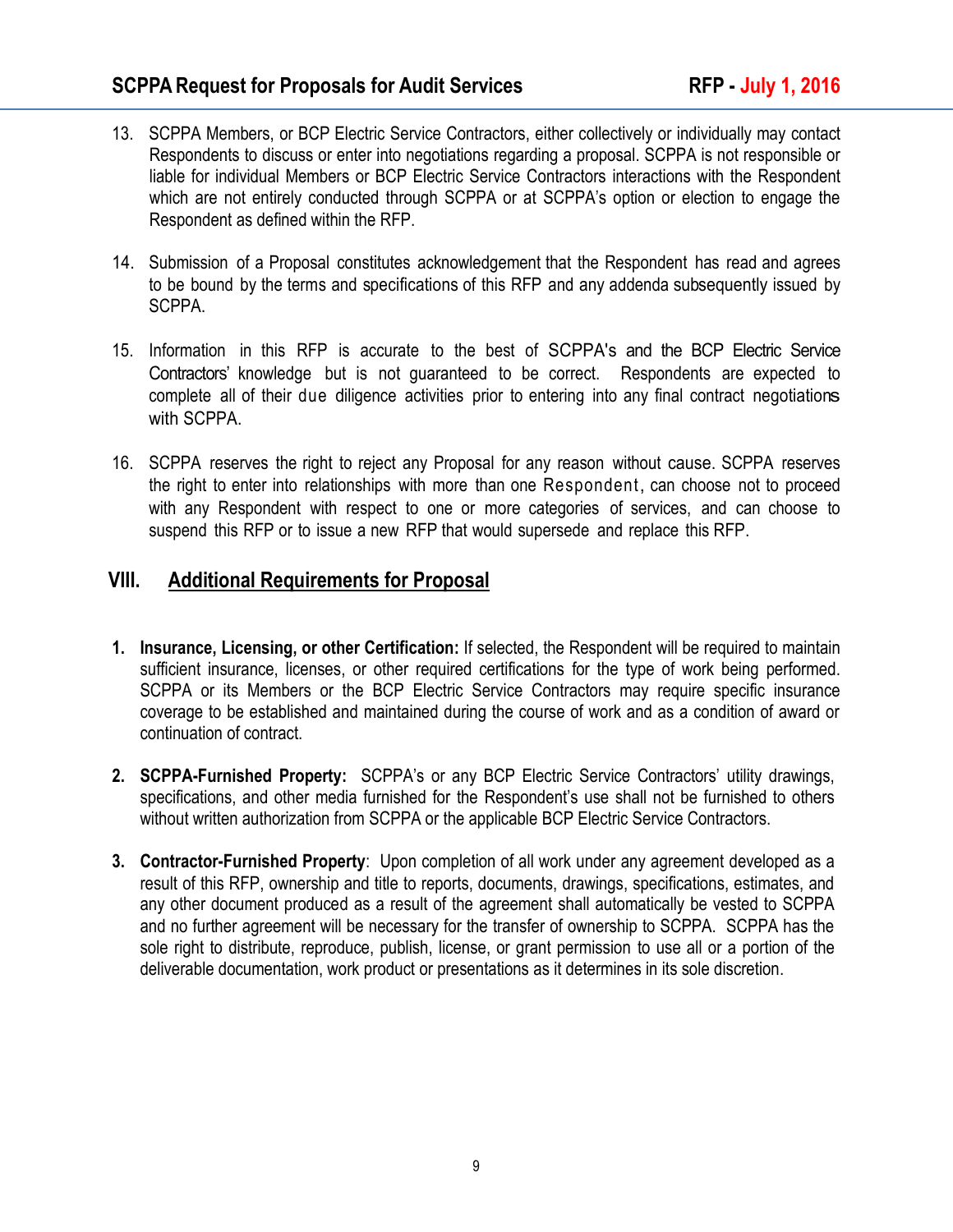13. SCPPA Members, or BCP Electric Service Contractors, either collectively or individually may contact Respondents to discuss or enter into negotiations regarding a proposal. SCPPA is not responsible or liable for individual Members or BCP Electric Service Contractors interactions with the Respondent which are not entirely conducted through SCPPA or at SCPPA's option or election to engage the Respondent as defined within the RFP.

14. Submission of a Proposal constitutes acknowledgement that the Respondent has read and agrees to be bound by the terms and specifications of this RFP and any addenda subsequently issued by SCPPA.

15. Information in this RFP is accurate to the best of SCPPA's and the BCP Electric Service Contractors' knowledge but is not guaranteed to be correct. Respondents are expected to complete all of their due diligence activities prior to entering into any final contract negotiations with SCPPA.

16. SCPPA reserves the right to reject any Proposal for any reason without cause. SCPPA reserves the right to enter into relationships with more than one Respondent, can choose not to proceed with any Respondent with respect to one or more categories of services, and can choose to suspend this RFP or to issue a new RFP that would supersede and replace this RFP.

## VIII. Additional Requirements for Proposal

1. **Insurance, Licensing, or other Certification:** If selected, the Respondent will be required to maintain sufficient insurance, licenses, or other required certifications for the type of work being performed. SCPPA or its Members or the BCP Electric Service Contractors may require specific insurance coverage to be established and maintained during the course of work and as a condition of award or continuation of contract.

2. **SCPPA-Furnished Property:** SCPPA's or any BCP Electric Service Contractors' utility drawings, specifications, and other media furnished for the Respondent's use shall not be furnished to others without written authorization from SCPPA or the applicable BCP Electric Service Contractors.

3. **Contractor-Furnished Property**: Upon completion of all work under any agreement developed as a result of this RFP, ownership and title to reports, documents, drawings, specifications, estimates, and any other document produced as a result of the agreement shall automatically be vested to SCPPA and no further agreement will be necessary for the transfer of ownership to SCPPA. SCPPA has the sole right to distribute, reproduce, publish, license, or grant permission to use all or a portion of the deliverable documentation, work product or presentations as it determines in its sole discretion.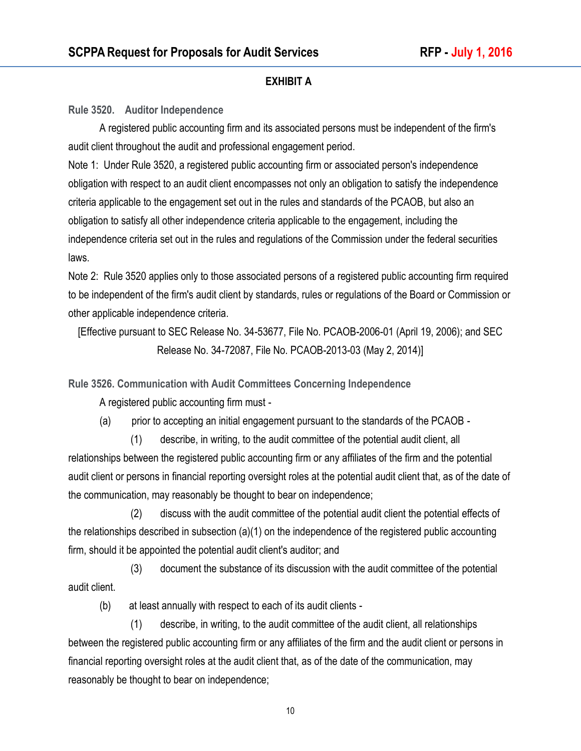## EXHIBIT A

### Rule 3520. Auditor Independence

A registered public accounting firm and its associated persons must be independent of the firm's audit client throughout the audit and professional engagement period.

Note 1: Under Rule 3520, a registered public accounting firm or associated person's independence obligation with respect to an audit client encompasses not only an obligation to satisfy the independence criteria applicable to the engagement set out in the rules and standards of the PCAOB, but also an obligation to satisfy all other independence criteria applicable to the engagement, including the independence criteria set out in the rules and regulations of the Commission under the federal securities laws.

Note 2: Rule 3520 applies only to those associated persons of a registered public accounting firm required to be independent of the firm's audit client by standards, rules or regulations of the Board or Commission or other applicable independence criteria.

[Effective pursuant to SEC Release No. 34-53677, File No. PCAOB-2006-01 (April 19, 2006); and SEC Release No. 34-72087, File No. PCAOB-2013-03 (May 2, 2014)]

### Rule 3526. Communication with Audit Committees Concerning Independence

A registered public accounting firm must -

(a) prior to accepting an initial engagement pursuant to the standards of the PCAOB -

(1) describe, in writing, to the audit committee of the potential audit client, all relationships between the registered public accounting firm or any affiliates of the firm and the potential audit client or persons in financial reporting oversight roles at the potential audit client that, as of the date of the communication, may reasonably be thought to bear on independence;

(2) discuss with the audit committee of the potential audit client the potential effects of the relationships described in subsection (a)(1) on the independence of the registered public accounting firm, should it be appointed the potential audit client's auditor; and

(3) document the substance of its discussion with the audit committee of the potential audit client.

(b) at least annually with respect to each of its audit clients -

(1) describe, in writing, to the audit committee of the audit client, all relationships between the registered public accounting firm or any affiliates of the firm and the audit client or persons in financial reporting oversight roles at the audit client that, as of the date of the communication, may reasonably be thought to bear on independence;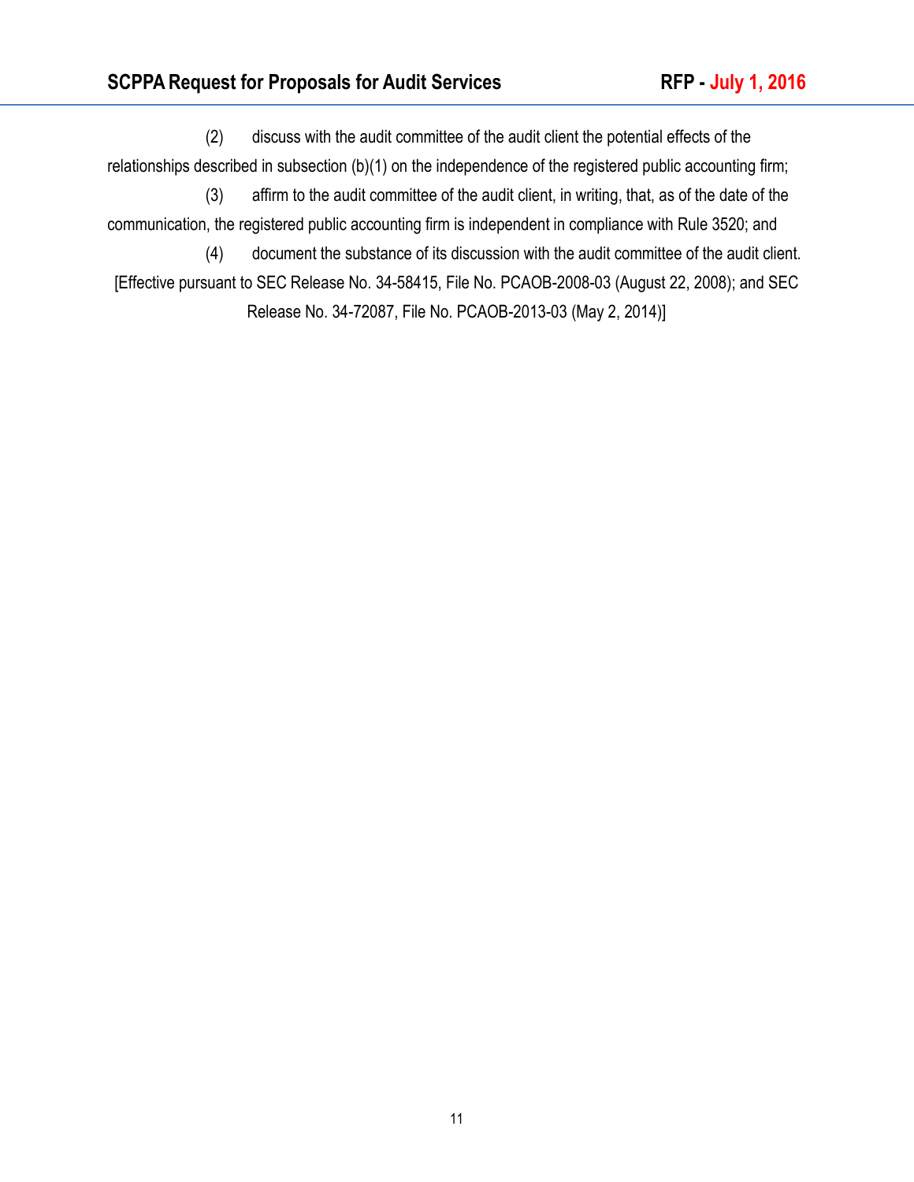(2) discuss with the audit committee of the audit client the potential effects of the relationships described in subsection (b)(1) on the independence of the registered public accounting firm;

(3) affirm to the audit committee of the audit client, in writing, that, as of the date of the communication, the registered public accounting firm is independent in compliance with Rule 3520; and

(4) document the substance of its discussion with the audit committee of the audit client.

[Effective pursuant to SEC Release No. 34-58415, File No. PCAOB-2008-03 (August 22, 2008); and SEC Release No. 34-72087, File No. PCAOB-2013-03 (May 2, 2014)]